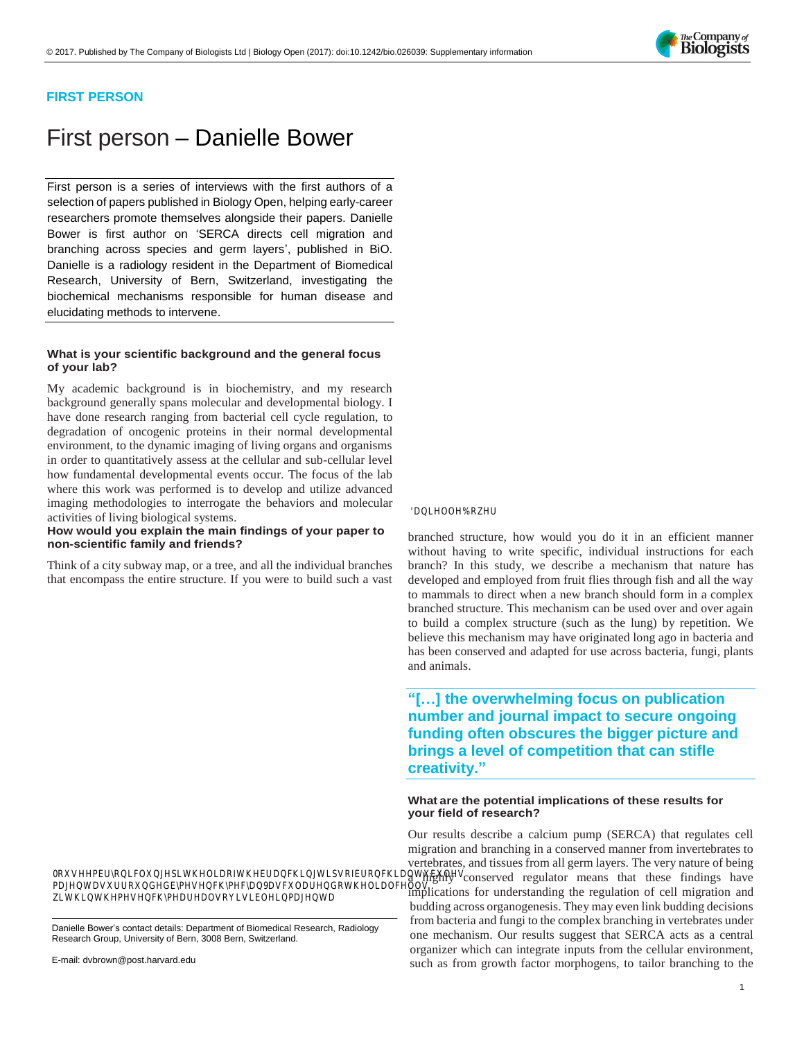# First person – Danielle Bower

First person is a series of interviews with the first authors of a selection of papers published in Biology Open, helping early-career researchers promote themselves alongside their papers. Danielle Bower is first author on 'SERCA directs cell migration and branching across species and germ layers', published in BiO. Danielle is a radiology resident in the Department of Biomedical Research, University of Bern, Switzerland, investigating the biochemical mechanisms responsible for human disease and elucidating methods to intervene.

Danielle Bower

### What is your scientific background and the general focus of your lab?

My academic background is in biochemistry, and my research background generally spans molecular and developmental biology. I have done research ranging from bacterial cell cycle regulation, to degradation of oncogenic proteins in their normal developmental environment, to the dynamic imaging of living organs and organisms in order to quantitatively assess at the cellular and sub-cellular level how fundamental developmental events occur. The focus of the lab where this work was performed is to develop and utilize advanced imaging methodologies to interrogate the behaviors and molecular activities of living biological systems.

### How would you explain the main findings of your paper to non-scientific family and friends?

Think of a city subway map, or a tree, and all the individual branches that encompass the entire structure. If you were to build such a vast branched structure, how would you do it in an efficient manner without having to write specific, individual instructions for each branch? In this study, we describe a mechanism that nature has developed and employed from fruit flies through fish and all the way to mammals to direct when a new branch should form in a complex branched structure. This mechanism can be used over and over again to build a complex structure (such as the lung) by repetition. We believe this mechanism may have originated long ago in bacteria and has been conserved and adapted for use across bacteria, fungi, plants and animals.

> "[…] the overwhelming focus on publication number and journal impact to secure ongoing funding often obscures the bigger picture and brings a level of competition that can stifle creativity."

### What are the potential implications of these results for your field of research?

Our results describe a calcium pump (SERCA) that regulates cell migration and branching in a conserved manner from invertebrates to vertebrates, and tissues from all germ layers. The very nature of being a highly conserved regulator means that these findings have implications for understanding the regulation of cell migration and budding across organogenesis. They may even link budding decisions from bacteria and fungi to the complex branching in vertebrates under one mechanism. Our results suggest that SERCA acts as a central organizer which can integrate inputs from the cellular environment, such as from growth factor morphogens, to tailor branching to the

Mouse embryonic lung epithelia of the branching tips of bronchial tubules (magenta) surrounded by mesenchyme (cyan). Vascular endothelial cells within the mesenchyme are also visible in magenta.

Danielle Bower's contact details: Department of Biomedical Research, Radiology Research Group, University of Bern, 3008 Bern, Switzerland.

E-mail: dvbrown@post.harvard.edu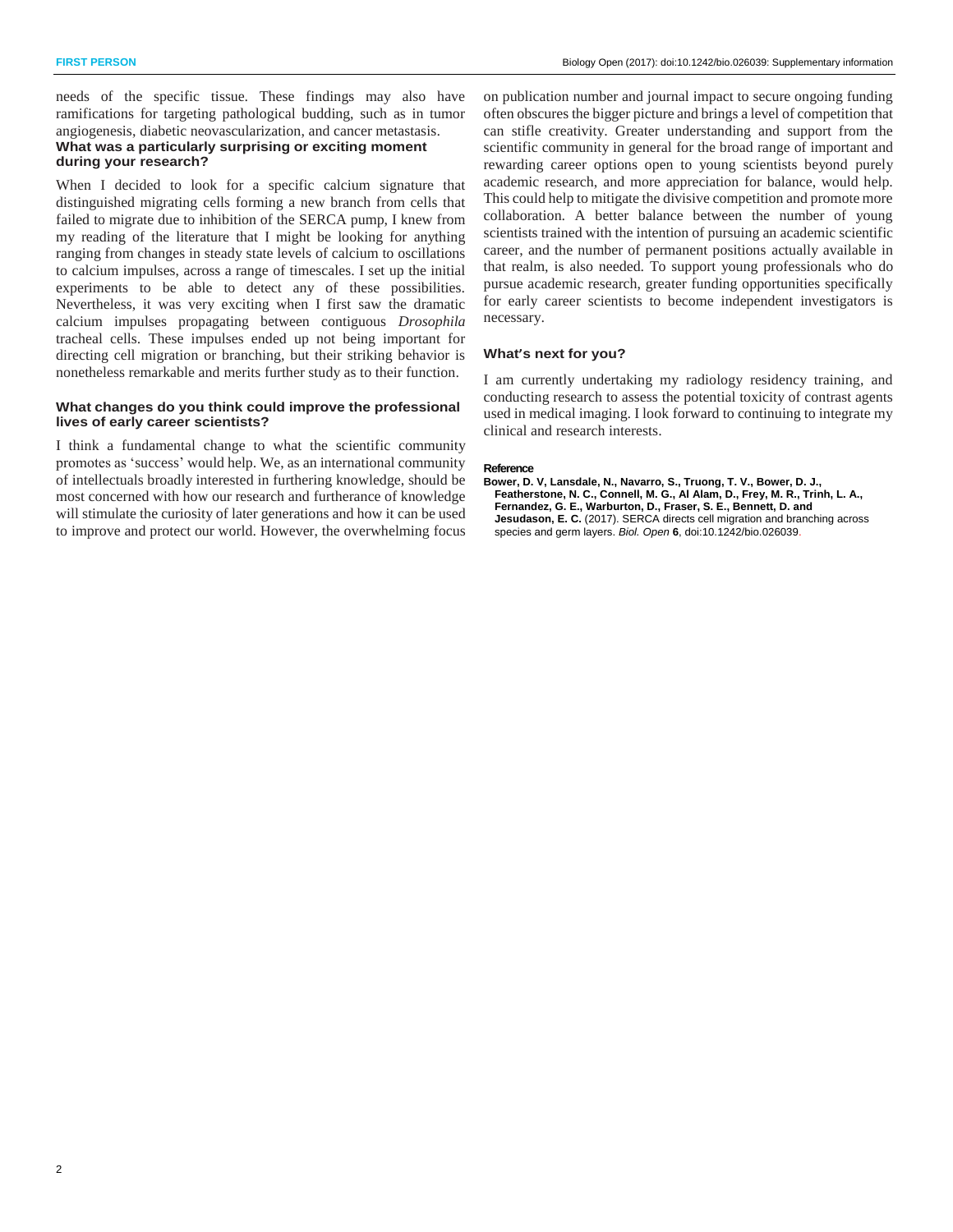needs of the specific tissue. These findings may also have ramifications for targeting pathological budding, such as in tumor angiogenesis, diabetic neovascularization, and cancer metastasis.

### What was a particularly surprising or exciting moment during your research?

When I decided to look for a specific calcium signature that distinguished migrating cells forming a new branch from cells that failed to migrate due to inhibition of the SERCA pump, I knew from my reading of the literature that I might be looking for anything ranging from changes in steady state levels of calcium to oscillations to calcium impulses, across a range of timescales. I set up the initial experiments to be able to detect any of these possibilities. Nevertheless, it was very exciting when I first saw the dramatic calcium impulses propagating between contiguous *Drosophila* tracheal cells. These impulses ended up not being important for directing cell migration or branching, but their striking behavior is nonetheless remarkable and merits further study as to their function.

### What changes do you think could improve the professional lives of early career scientists?

I think a fundamental change to what the scientific community promotes as 'success' would help. We, as an international community of intellectuals broadly interested in furthering knowledge, should be most concerned with how our research and furtherance of knowledge will stimulate the curiosity of later generations and how it can be used to improve and protect our world. However, the overwhelming focus on publication number and journal impact to secure ongoing funding often obscures the bigger picture and brings a level of competition that can stifle creativity. Greater understanding and support from the scientific community in general for the broad range of important and rewarding career options open to young scientists beyond purely academic research, and more appreciation for balance, would help. This could help to mitigate the divisive competition and promote more collaboration. A better balance between the number of young scientists trained with the intention of pursuing an academic scientific career, and the number of permanent positions actually available in that realm, is also needed. To support young professionals who do pursue academic research, greater funding opportunities specifically for early career scientists to become independent investigators is necessary.

### What's next for you?

I am currently undertaking my radiology residency training, and conducting research to assess the potential toxicity of contrast agents used in medical imaging. I look forward to continuing to integrate my clinical and research interests.

#### Reference

**Bower, D. V, Lansdale, N., Navarro, S., Truong, T. V., Bower, D. J., Featherstone, N. C., Connell, M. G., Al Alam, D., Frey, M. R., Trinh, L. A., Fernandez, G. E., Warburton, D., Fraser, S. E., Bennett, D. and Jesudason, E. C.** (2017). SERCA directs cell migration and branching across species and germ layers. *Biol. Open* **6**, doi:10.1242/bio.026039.